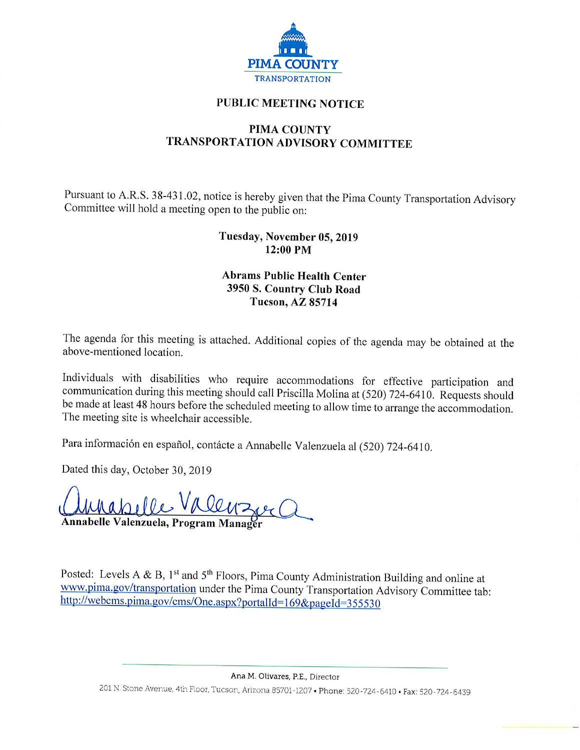PIMA COUNTY
TRANSPORTATION

# PUBLIC MEETING NOTICE

## PIMA COUNTY TRANSPORTATION ADVISORY COMMITTEE

Pursuant to A.R.S. 38-431.02, notice is hereby given that the Pima County Transportation Advisory Committee will hold a meeting open to the public on:

**Tuesday, November 05, 2019**
**12:00 PM**

**Abrams Public Health Center**
**3950 S. Country Club Road**
**Tucson, AZ 85714**

The agenda for this meeting is attached. Additional copies of the agenda may be obtained at the above-mentioned location.

Individuals with disabilities who require accommodations for effective participation and communication during this meeting should call Priscilla Molina at (520) 724-6410. Requests should be made at least 48 hours before the scheduled meeting to allow time to arrange the accommodation. The meeting site is wheelchair accessible.

Para información en español, contácte a Annabelle Valenzuela al (520) 724-6410.

Dated this day, October 30, 2019

Annabelle Valenzuela

**Annabelle Valenzuela, Program Manager**

Posted: Levels A & B, 1st and 5th Floors, Pima County Administration Building and online at www.pima.gov/transportation under the Pima County Transportation Advisory Committee tab: http://webcms.pima.gov/cms/One.aspx?portalId=169&pageId=355530

Ana M. Olivares, P.E., Director

201 N. Stone Avenue, 4th Floor, Tucson, Arizona 85701-1207 • Phone: 520-724-6410 • Fax: 520-724-6439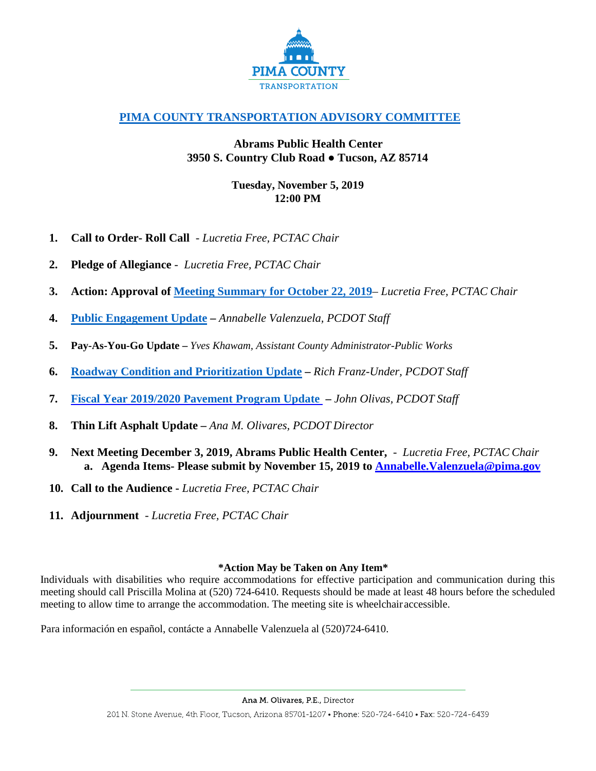PIMA COUNTY
TRANSPORTATION

# PIMA COUNTY TRANSPORTATION ADVISORY COMMITTEE

**Abrams Public Health Center**
**3950 S. Country Club Road ● Tucson, AZ 85714**

**Tuesday, November 5, 2019**
**12:00 PM**

1. **Call to Order- Roll Call** - *Lucretia Free, PCTAC Chair*
2. **Pledge of Allegiance** - *Lucretia Free, PCTAC Chair*
3. **Action: Approval of Meeting Summary for October 22, 2019**– *Lucretia Free, PCTAC Chair*
4. **Public Engagement Update –** *Annabelle Valenzuela, PCDOT Staff*
5. **Pay-As-You-Go Update –** *Yves Khawam, Assistant County Administrator-Public Works*
6. **Roadway Condition and Prioritization Update –** *Rich Franz-Under, PCDOT Staff*
7. **Fiscal Year 2019/2020 Pavement Program Update –** *John Olivas, PCDOT Staff*
8. **Thin Lift Asphalt Update –** *Ana M. Olivares, PCDOT Director*
9. **Next Meeting December 3, 2019, Abrams Public Health Center,** - *Lucretia Free, PCTAC Chair*
   a. **Agenda Items- Please submit by November 15, 2019 to Annabelle.Valenzuela@pima.gov**
10. **Call to the Audience -** *Lucretia Free, PCTAC Chair*
11. **Adjournment** - *Lucretia Free, PCTAC Chair*

**\*Action May be Taken on Any Item\***

Individuals with disabilities who require accommodations for effective participation and communication during this meeting should call Priscilla Molina at (520) 724-6410. Requests should be made at least 48 hours before the scheduled meeting to allow time to arrange the accommodation. The meeting site is wheelchair accessible.

Para información en español, contácte a Annabelle Valenzuela al (520)724-6410.

Ana M. Olivares, P.E., Director

201 N. Stone Avenue, 4th Floor, Tucson, Arizona 85701-1207 • Phone: 520-724-6410 • Fax: 520-724-6439